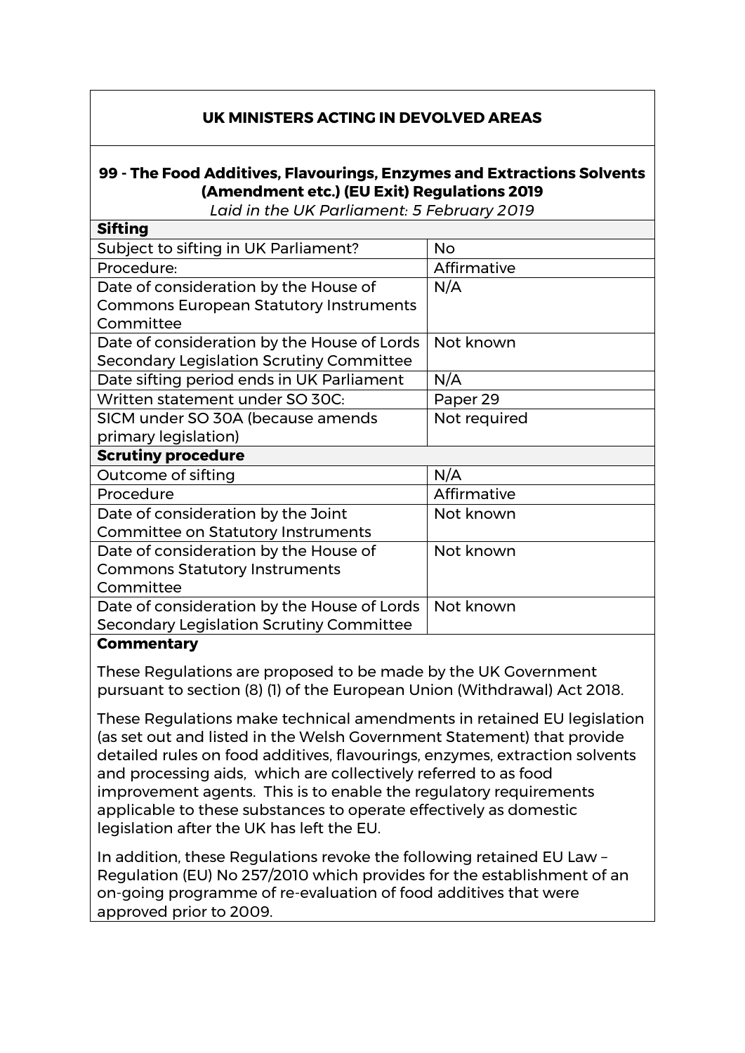## UK MINISTERS ACTING IN DEVOLVED AREAS

### 99 - The Food Additives, Flavourings, Enzymes and Extractions Solvents (Amendment etc.) (EU Exit) Regulations 2019

*Laid in the UK Parliament: 5 February 2019*

| **Sifting** | |
|---|---|
| Subject to sifting in UK Parliament? | No |
| Procedure: | Affirmative |
| Date of consideration by the House of Commons European Statutory Instruments Committee | N/A |
| Date of consideration by the House of Lords Secondary Legislation Scrutiny Committee | Not known |
| Date sifting period ends in UK Parliament | N/A |
| Written statement under SO 30C: | Paper 29 |
| SICM under SO 30A (because amends primary legislation) | Not required |
| **Scrutiny procedure** | |
| Outcome of sifting | N/A |
| Procedure | Affirmative |
| Date of consideration by the Joint Committee on Statutory Instruments | Not known |
| Date of consideration by the House of Commons Statutory Instruments Committee | Not known |
| Date of consideration by the House of Lords Secondary Legislation Scrutiny Committee | Not known |

**Commentary**

These Regulations are proposed to be made by the UK Government pursuant to section (8) (1) of the European Union (Withdrawal) Act 2018.

These Regulations make technical amendments in retained EU legislation (as set out and listed in the Welsh Government Statement) that provide detailed rules on food additives, flavourings, enzymes, extraction solvents and processing aids, which are collectively referred to as food improvement agents. This is to enable the regulatory requirements applicable to these substances to operate effectively as domestic legislation after the UK has left the EU.

In addition, these Regulations revoke the following retained EU Law – Regulation (EU) No 257/2010 which provides for the establishment of an on-going programme of re-evaluation of food additives that were approved prior to 2009.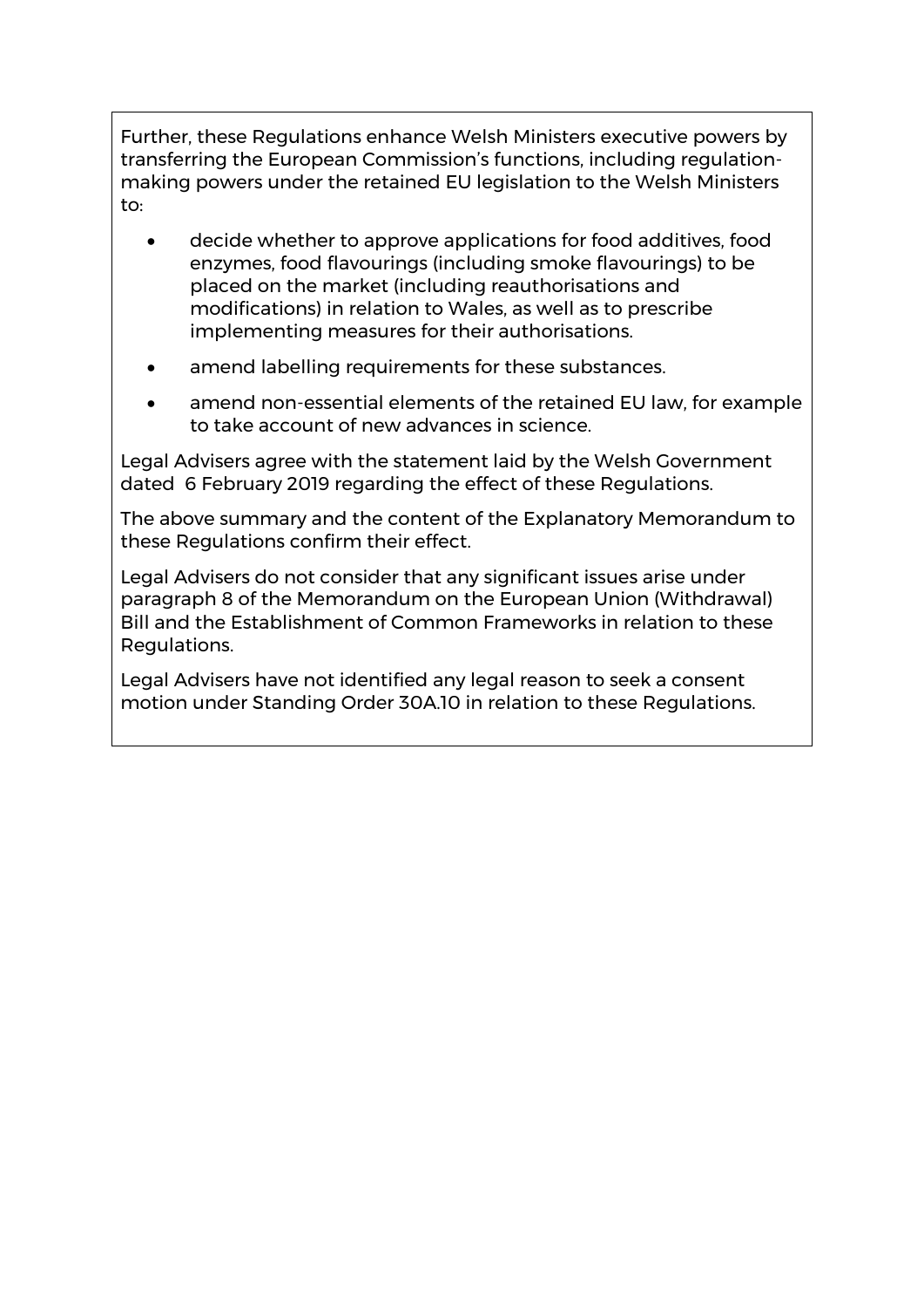Further, these Regulations enhance Welsh Ministers executive powers by transferring the European Commission's functions, including regulation-making powers under the retained EU legislation to the Welsh Ministers to:

- decide whether to approve applications for food additives, food enzymes, food flavourings (including smoke flavourings) to be placed on the market (including reauthorisations and modifications) in relation to Wales, as well as to prescribe implementing measures for their authorisations.
- amend labelling requirements for these substances.
- amend non-essential elements of the retained EU law, for example to take account of new advances in science.

Legal Advisers agree with the statement laid by the Welsh Government dated 6 February 2019 regarding the effect of these Regulations.

The above summary and the content of the Explanatory Memorandum to these Regulations confirm their effect.

Legal Advisers do not consider that any significant issues arise under paragraph 8 of the Memorandum on the European Union (Withdrawal) Bill and the Establishment of Common Frameworks in relation to these Regulations.

Legal Advisers have not identified any legal reason to seek a consent motion under Standing Order 30A.10 in relation to these Regulations.